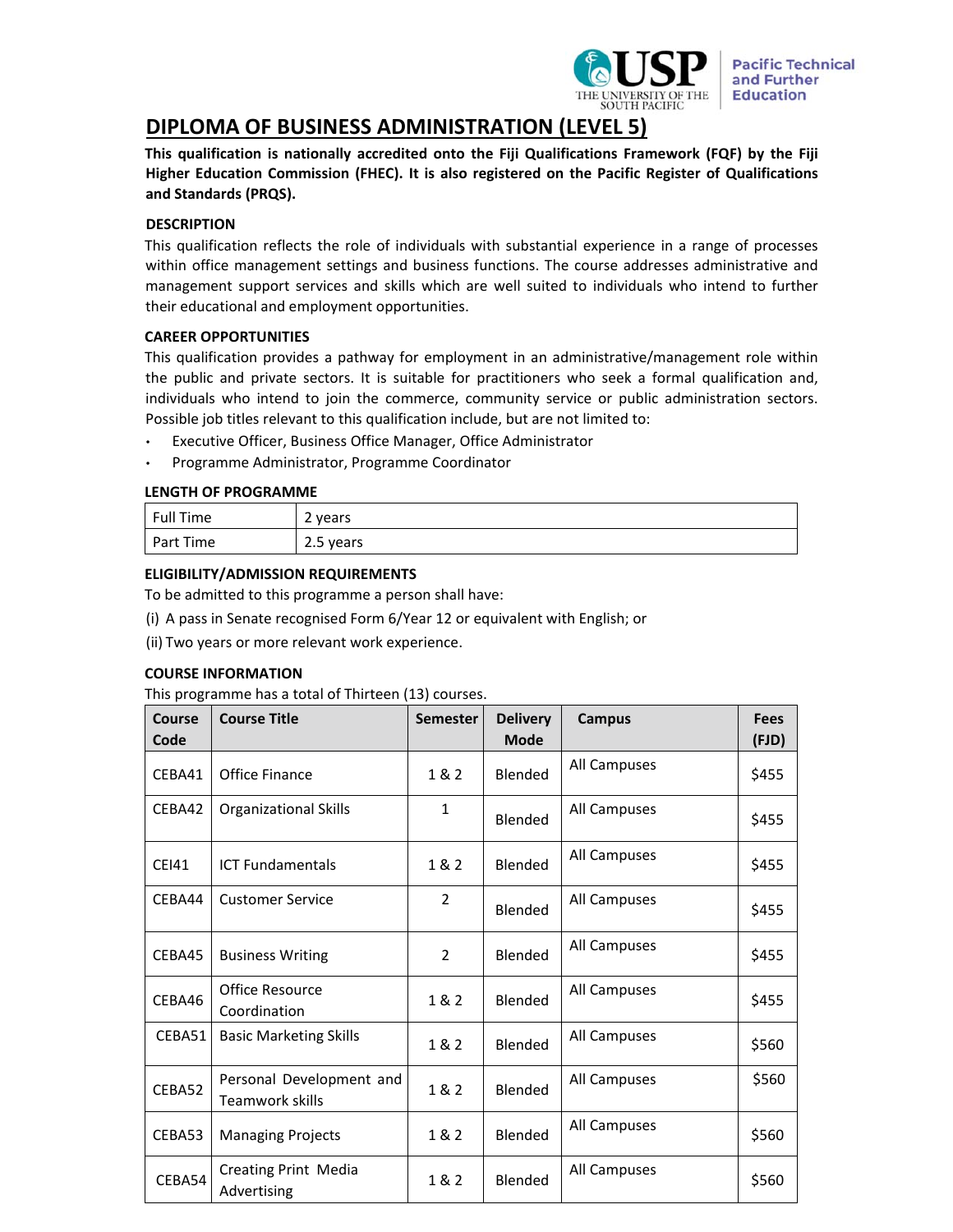# DIPLOMA OF BUSINESS ADMINISTRATION (LEVEL 5)

**This qualification is nationally accredited onto the Fiji Qualifications Framework (FQF) by the Fiji Higher Education Commission (FHEC). It is also registered on the Pacific Register of Qualifications and Standards (PRQS).**

### DESCRIPTION

This qualification reflects the role of individuals with substantial experience in a range of processes within office management settings and business functions. The course addresses administrative and management support services and skills which are well suited to individuals who intend to further their educational and employment opportunities.

### CAREER OPPORTUNITIES

This qualification provides a pathway for employment in an administrative/management role within the public and private sectors. It is suitable for practitioners who seek a formal qualification and, individuals who intend to join the commerce, community service or public administration sectors. Possible job titles relevant to this qualification include, but are not limited to:

- Executive Officer, Business Office Manager, Office Administrator
- Programme Administrator, Programme Coordinator

### LENGTH OF PROGRAMME

| Full Time | 2 years |
|---|---|
| Part Time | 2.5 years |

### ELIGIBILITY/ADMISSION REQUIREMENTS

To be admitted to this programme a person shall have:

(i) A pass in Senate recognised Form 6/Year 12 or equivalent with English; or

(ii) Two years or more relevant work experience.

### COURSE INFORMATION

This programme has a total of Thirteen (13) courses.

| Course Code | Course Title | Semester | Delivery Mode | Campus | Fees (FJD) |
|---|---|---|---|---|---|
| CEBA41 | Office Finance | 1 & 2 | Blended | All Campuses | $455 |
| CEBA42 | Organizational Skills | 1 | Blended | All Campuses | $455 |
| CEI41 | ICT Fundamentals | 1 & 2 | Blended | All Campuses | $455 |
| CEBA44 | Customer Service | 2 | Blended | All Campuses | $455 |
| CEBA45 | Business Writing | 2 | Blended | All Campuses | $455 |
| CEBA46 | Office Resource Coordination | 1 & 2 | Blended | All Campuses | $455 |
| CEBA51 | Basic Marketing Skills | 1 & 2 | Blended | All Campuses | $560 |
| CEBA52 | Personal Development and Teamwork skills | 1 & 2 | Blended | All Campuses | $560 |
| CEBA53 | Managing Projects | 1 & 2 | Blended | All Campuses | $560 |
| CEBA54 | Creating Print Media Advertising | 1 & 2 | Blended | All Campuses | $560 |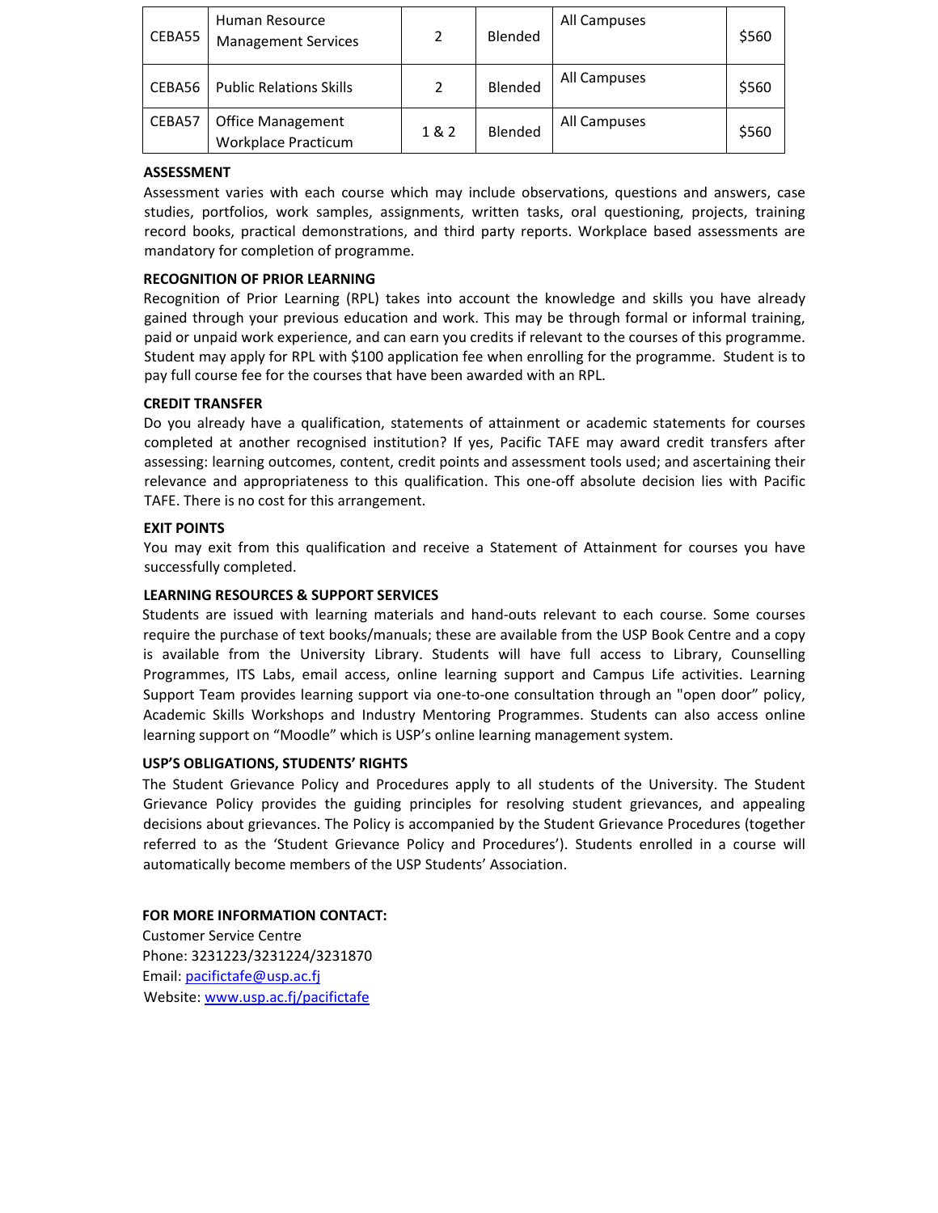| | | | | | |
|---|---|---|---|---|---|
| CEBA55 | Human Resource Management Services | 2 | Blended | All Campuses | $560 |
| CEBA56 | Public Relations Skills | 2 | Blended | All Campuses | $560 |
| CEBA57 | Office Management Workplace Practicum | 1 & 2 | Blended | All Campuses | $560 |

**ASSESSMENT**

Assessment varies with each course which may include observations, questions and answers, case studies, portfolios, work samples, assignments, written tasks, oral questioning, projects, training record books, practical demonstrations, and third party reports. Workplace based assessments are mandatory for completion of programme.

**RECOGNITION OF PRIOR LEARNING**

Recognition of Prior Learning (RPL) takes into account the knowledge and skills you have already gained through your previous education and work. This may be through formal or informal training, paid or unpaid work experience, and can earn you credits if relevant to the courses of this programme. Student may apply for RPL with $100 application fee when enrolling for the programme. Student is to pay full course fee for the courses that have been awarded with an RPL.

**CREDIT TRANSFER**

Do you already have a qualification, statements of attainment or academic statements for courses completed at another recognised institution? If yes, Pacific TAFE may award credit transfers after assessing: learning outcomes, content, credit points and assessment tools used; and ascertaining their relevance and appropriateness to this qualification. This one-off absolute decision lies with Pacific TAFE. There is no cost for this arrangement.

**EXIT POINTS**

You may exit from this qualification and receive a Statement of Attainment for courses you have successfully completed.

**LEARNING RESOURCES & SUPPORT SERVICES**

Students are issued with learning materials and hand-outs relevant to each course. Some courses require the purchase of text books/manuals; these are available from the USP Book Centre and a copy is available from the University Library. Students will have full access to Library, Counselling Programmes, ITS Labs, email access, online learning support and Campus Life activities. Learning Support Team provides learning support via one-to-one consultation through an "open door" policy, Academic Skills Workshops and Industry Mentoring Programmes. Students can also access online learning support on "Moodle" which is USP's online learning management system.

**USP'S OBLIGATIONS, STUDENTS' RIGHTS**

The Student Grievance Policy and Procedures apply to all students of the University. The Student Grievance Policy provides the guiding principles for resolving student grievances, and appealing decisions about grievances. The Policy is accompanied by the Student Grievance Procedures (together referred to as the 'Student Grievance Policy and Procedures'). Students enrolled in a course will automatically become members of the USP Students' Association.

**FOR MORE INFORMATION CONTACT:**

Customer Service Centre
Phone: 3231223/3231224/3231870
Email: pacifictafe@usp.ac.fj
Website: www.usp.ac.fj/pacifictafe